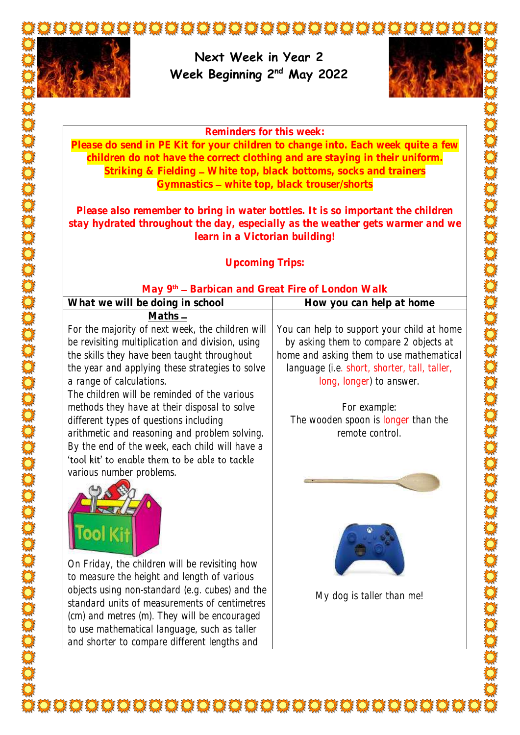# Next Week in Year 2
## Week Beginning 2nd May 2022

**Reminders for this week:**

**Please do send in PE Kit for your children to change into. Each week quite a few children do not have the correct clothing and are staying in their uniform.**
**Striking & Fielding – White top, black bottoms, socks and trainers**
**Gymnastics – white top, black trouser/shorts**

**Please also remember to bring in water bottles. It is so important the children stay hydrated throughout the day, especially as the weather gets warmer and we learn in a Victorian building!**

**Upcoming Trips:**

**May 9th – Barbican and Great Fire of London Walk**

| What we will be doing in school | How you can help at home |
|---|---|
| **Maths –**<br>For the majority of next week, the children will be revisiting multiplication and division, using the skills they have been taught throughout the year and applying these strategies to solve a range of calculations.<br>The children will be reminded of the various methods they have at their disposal to solve different types of questions including arithmetic and reasoning and problem solving. By the end of the week, each child will have a 'tool kit' to enable them to be able to tackle various number problems.<br>On Friday, the children will be revisiting how to measure the height and length of various objects using non-standard (e.g. cubes) and the standard units of measurements of centimetres (cm) and metres (m). They will be encouraged to use mathematical language, such as taller and shorter to compare different lengths and | You can help to support your child at home by asking them to compare 2 objects at home and asking them to use mathematical language (i.e. short, shorter, tall, taller, long, longer) to answer.<br><br>For example:<br>The wooden spoon is longer than the remote control.<br><br>My dog is taller than me! |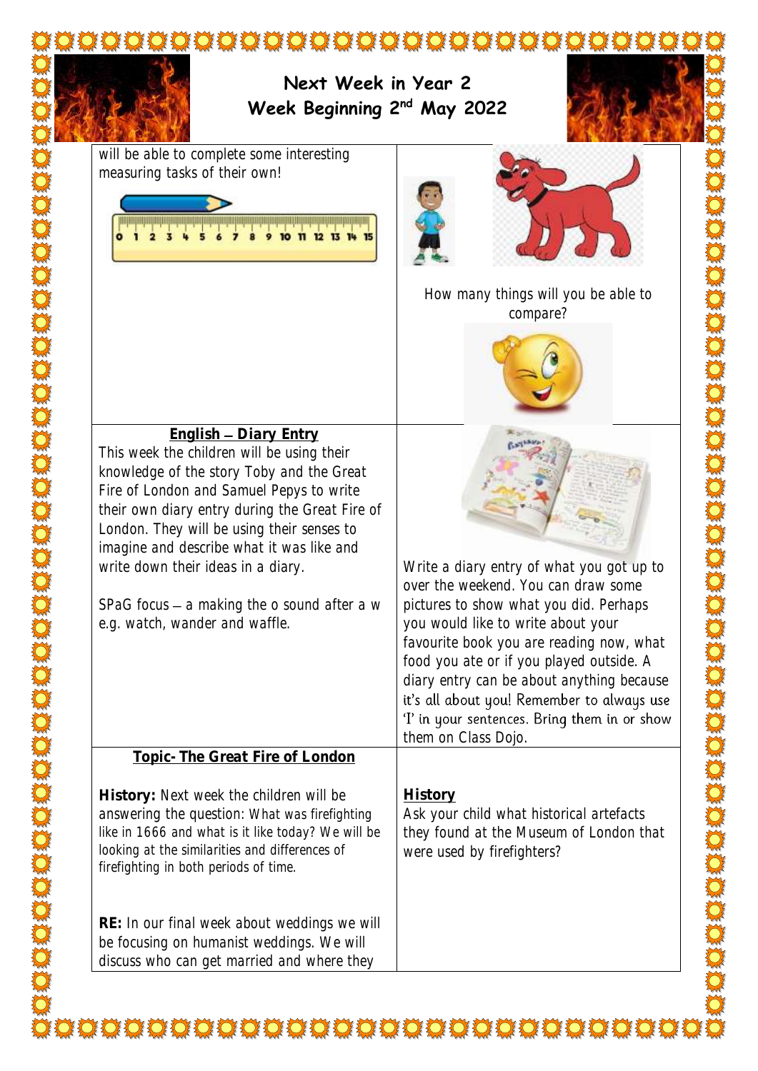# Next Week in Year 2
## Week Beginning 2nd May 2022

will be able to complete some interesting measuring tasks of their own!

How many things will you be able to compare?

**English – Diary Entry**

This week the children will be using their knowledge of the story Toby and the Great Fire of London and Samuel Pepys to write their own diary entry during the Great Fire of London. They will be using their senses to imagine and describe what it was like and write down their ideas in a diary.

SPaG focus – a making the o sound after a w e.g. watch, wander and waffle.

Write a diary entry of what you got up to over the weekend. You can draw some pictures to show what you did. Perhaps you would like to write about your favourite book you are reading now, what food you ate or if you played outside. A diary entry can be about anything because it's all about you! Remember to always use 'I' in your sentences. Bring them in or show them on Class Dojo.

**Topic- The Great Fire of London**

**History:** Next week the children will be answering the question: What was firefighting like in 1666 and what is it like today? We will be looking at the similarities and differences of firefighting in both periods of time.

**RE:** In our final week about weddings we will be focusing on humanist weddings. We will discuss who can get married and where they

**History**

Ask your child what historical artefacts they found at the Museum of London that were used by firefighters?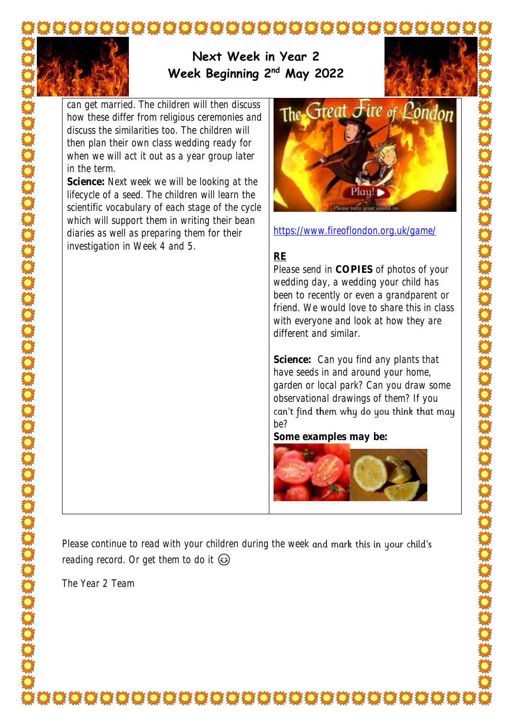# Next Week in Year 2
## Week Beginning 2nd May 2022

can get married. The children will then discuss how these differ from religious ceremonies and discuss the similarities too. The children will then plan their own class wedding ready for when we will act it out as a year group later in the term.

**Science:** Next week we will be looking at the lifecycle of a seed. The children will learn the scientific vocabulary of each stage of the cycle which will support them in writing their bean diaries as well as preparing them for their investigation in Week 4 and 5.

https://www.fireoflondon.org.uk/game/

**RE**

Please send in **COPIES** of photos of your wedding day, a wedding your child has been to recently or even a grandparent or friend. We would love to share this in class with everyone and look at how they are different and similar.

**Science:** Can you find any plants that have seeds in and around your home, garden or local park? Can you draw some observational drawings of them? If you can't find them why do you think that may be?

**Some examples may be:**

Please continue to read with your children during the week and mark this in your child's reading record. Or get them to do it ☺

The Year 2 Team